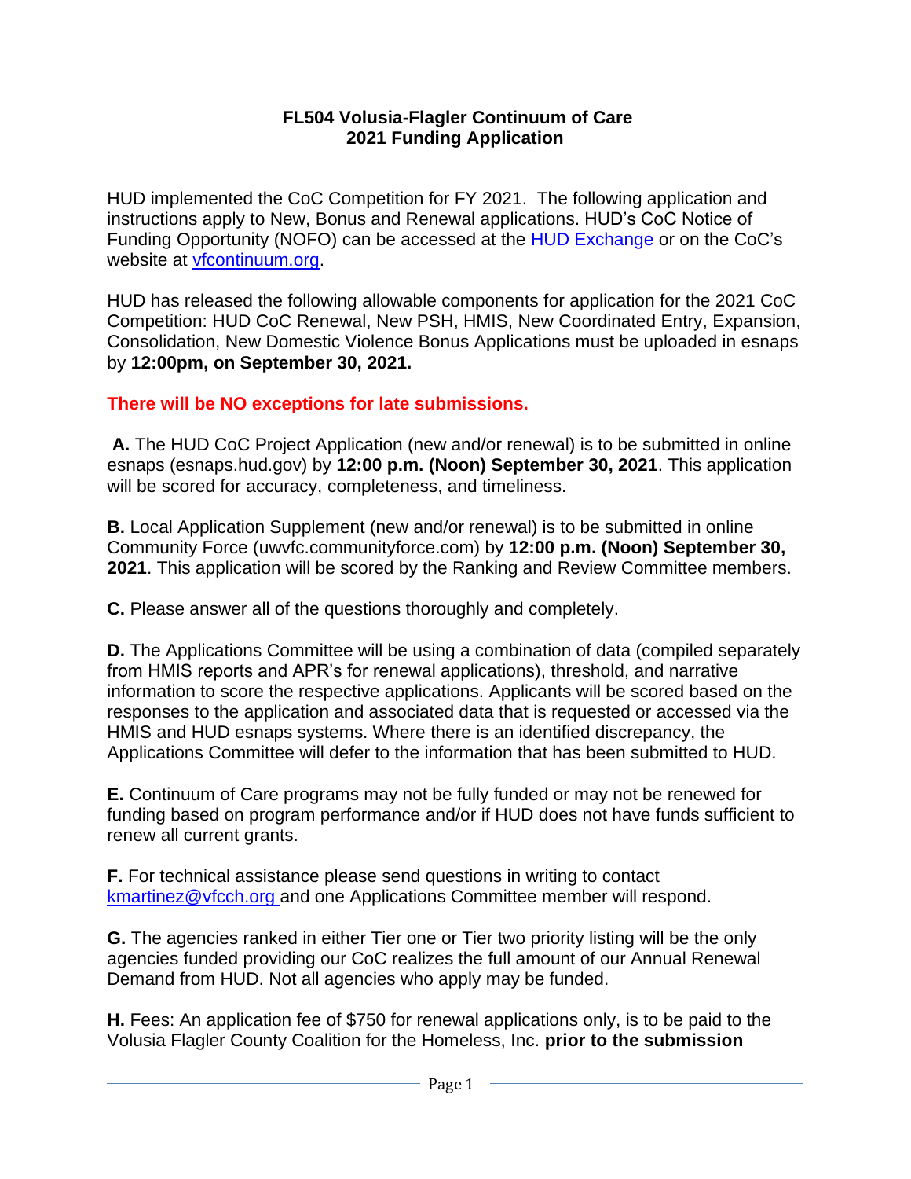# FL504 Volusia-Flagler Continuum of Care
# 2021 Funding Application

HUD implemented the CoC Competition for FY 2021. The following application and instructions apply to New, Bonus and Renewal applications. HUD's CoC Notice of Funding Opportunity (NOFO) can be accessed at the [HUD Exchange](HUD Exchange) or on the CoC's website at [vfcontinuum.org](vfcontinuum.org).

HUD has released the following allowable components for application for the 2021 CoC Competition: HUD CoC Renewal, New PSH, HMIS, New Coordinated Entry, Expansion, Consolidation, New Domestic Violence Bonus Applications must be uploaded in esnaps by **12:00pm, on September 30, 2021.**

**There will be NO exceptions for late submissions.**

**A.** The HUD CoC Project Application (new and/or renewal) is to be submitted in online esnaps (esnaps.hud.gov) by **12:00 p.m. (Noon) September 30, 2021**. This application will be scored for accuracy, completeness, and timeliness.

**B.** Local Application Supplement (new and/or renewal) is to be submitted in online Community Force (uwvfc.communityforce.com) by **12:00 p.m. (Noon) September 30, 2021**. This application will be scored by the Ranking and Review Committee members.

**C.** Please answer all of the questions thoroughly and completely.

**D.** The Applications Committee will be using a combination of data (compiled separately from HMIS reports and APR's for renewal applications), threshold, and narrative information to score the respective applications. Applicants will be scored based on the responses to the application and associated data that is requested or accessed via the HMIS and HUD esnaps systems. Where there is an identified discrepancy, the Applications Committee will defer to the information that has been submitted to HUD.

**E.** Continuum of Care programs may not be fully funded or may not be renewed for funding based on program performance and/or if HUD does not have funds sufficient to renew all current grants.

**F.** For technical assistance please send questions in writing to contact [kmartinez@vfcch.org](mailto:kmartinez@vfcch.org) and one Applications Committee member will respond.

**G.** The agencies ranked in either Tier one or Tier two priority listing will be the only agencies funded providing our CoC realizes the full amount of our Annual Renewal Demand from HUD. Not all agencies who apply may be funded.

**H.** Fees: An application fee of $750 for renewal applications only, is to be paid to the Volusia Flagler County Coalition for the Homeless, Inc. **prior to the submission**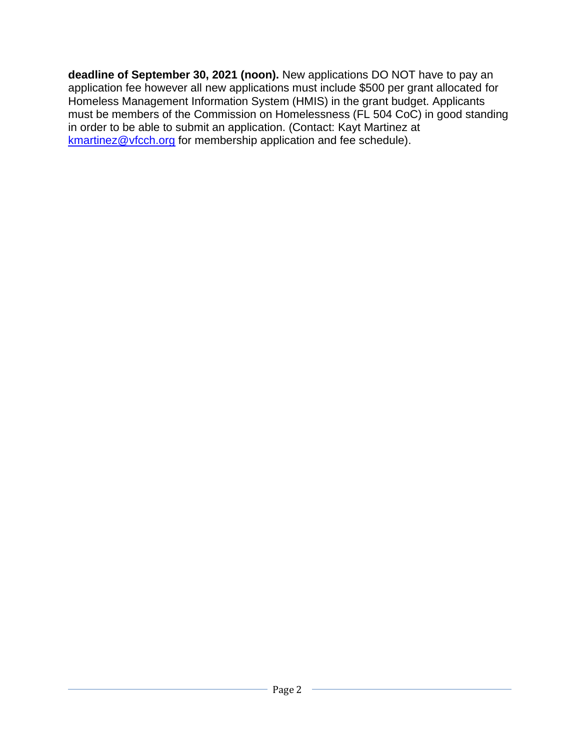**deadline of September 30, 2021 (noon).** New applications DO NOT have to pay an application fee however all new applications must include $500 per grant allocated for Homeless Management Information System (HMIS) in the grant budget. Applicants must be members of the Commission on Homelessness (FL 504 CoC) in good standing in order to be able to submit an application. (Contact: Kayt Martinez at kmartinez@vfcch.org for membership application and fee schedule).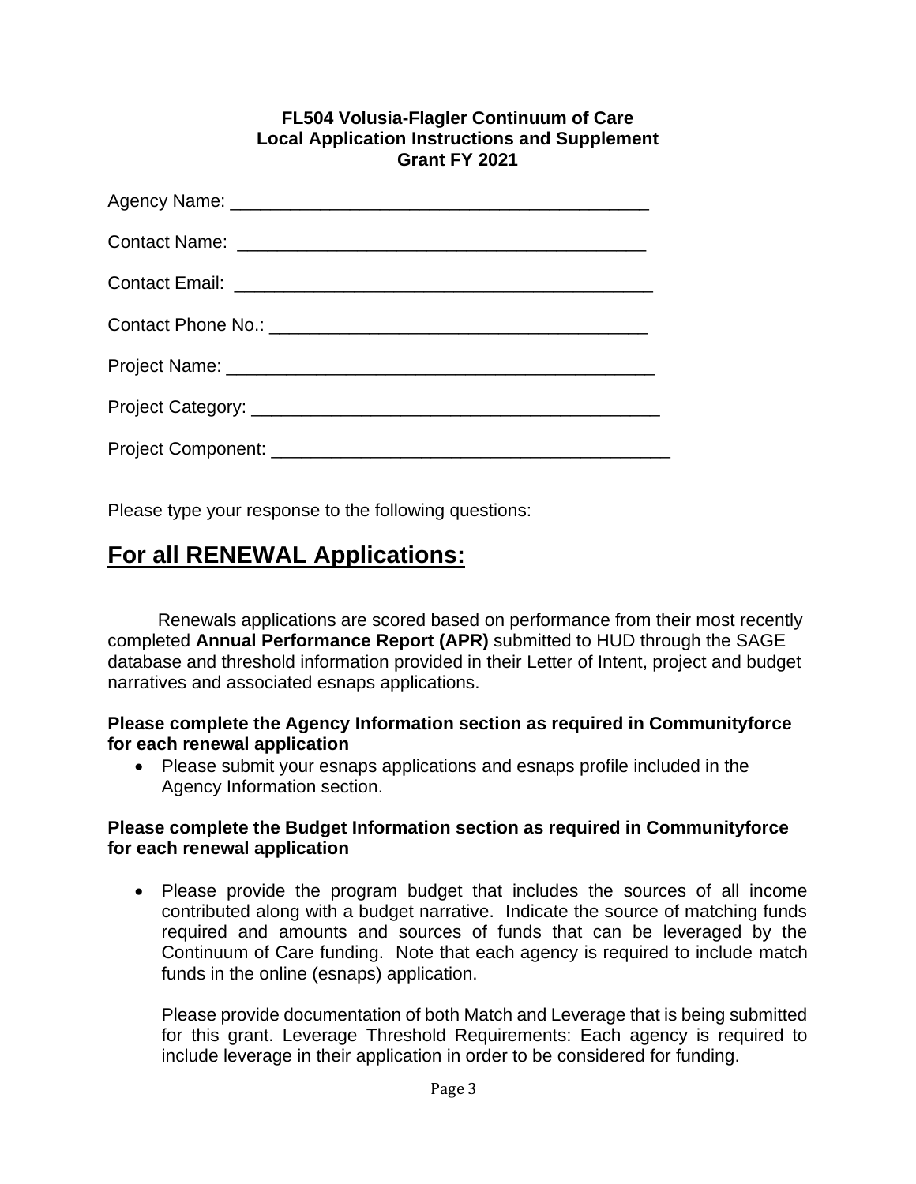**FL504 Volusia-Flagler Continuum of Care**
**Local Application Instructions and Supplement**
**Grant FY 2021**

Agency Name: ___________________________________________

Contact Name: ___________________________________________

Contact Email: ___________________________________________

Contact Phone No.: ______________________________________

Project Name: ___________________________________________

Project Category: _________________________________________

Project Component: _______________________________________

Please type your response to the following questions:

# For all RENEWAL Applications:

Renewals applications are scored based on performance from their most recently completed **Annual Performance Report (APR)** submitted to HUD through the SAGE database and threshold information provided in their Letter of Intent, project and budget narratives and associated esnaps applications.

**Please complete the Agency Information section as required in Communityforce for each renewal application**

- Please submit your esnaps applications and esnaps profile included in the Agency Information section.

**Please complete the Budget Information section as required in Communityforce for each renewal application**

- Please provide the program budget that includes the sources of all income contributed along with a budget narrative. Indicate the source of matching funds required and amounts and sources of funds that can be leveraged by the Continuum of Care funding. Note that each agency is required to include match funds in the online (esnaps) application.

  Please provide documentation of both Match and Leverage that is being submitted for this grant. Leverage Threshold Requirements: Each agency is required to include leverage in their application in order to be considered for funding.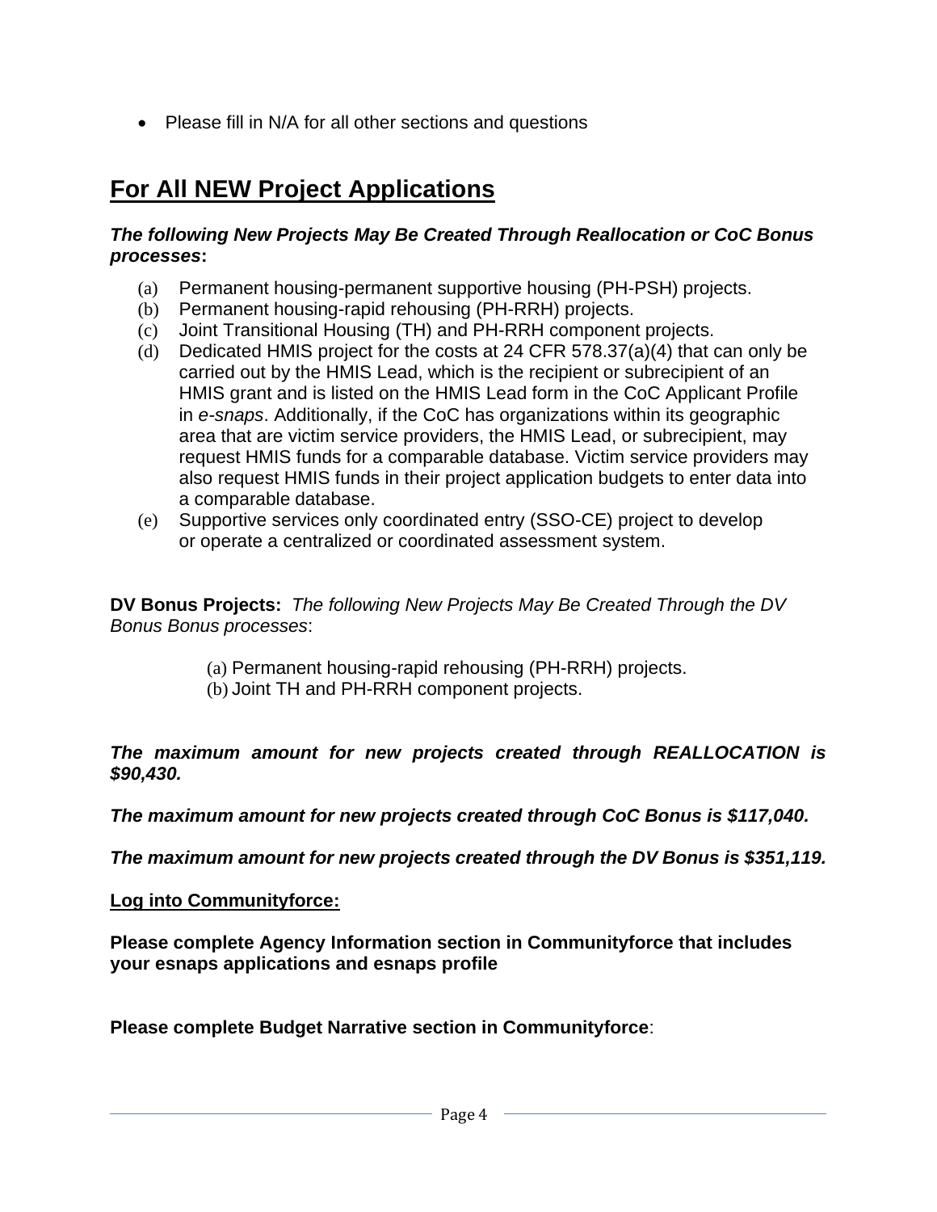- Please fill in N/A for all other sections and questions

## For All NEW Project Applications

***The following New Projects May Be Created Through Reallocation or CoC Bonus processes*:**

(a) Permanent housing-permanent supportive housing (PH-PSH) projects.
(b) Permanent housing-rapid rehousing (PH-RRH) projects.
(c) Joint Transitional Housing (TH) and PH-RRH component projects.
(d) Dedicated HMIS project for the costs at 24 CFR 578.37(a)(4) that can only be carried out by the HMIS Lead, which is the recipient or subrecipient of an HMIS grant and is listed on the HMIS Lead form in the CoC Applicant Profile in *e-snaps*. Additionally, if the CoC has organizations within its geographic area that are victim service providers, the HMIS Lead, or subrecipient, may request HMIS funds for a comparable database. Victim service providers may also request HMIS funds in their project application budgets to enter data into a comparable database.
(e) Supportive services only coordinated entry (SSO-CE) project to develop or operate a centralized or coordinated assessment system.

**DV Bonus Projects:** *The following New Projects May Be Created Through the DV Bonus Bonus processes*:

(a) Permanent housing-rapid rehousing (PH-RRH) projects.
(b) Joint TH and PH-RRH component projects.

***The maximum amount for new projects created through REALLOCATION is $90,430.***

***The maximum amount for new projects created through CoC Bonus is $117,040.***

***The maximum amount for new projects created through the DV Bonus is $351,119.***

**Log into Communityforce:**

**Please complete Agency Information section in Communityforce that includes your esnaps applications and esnaps profile**

**Please complete Budget Narrative section in Communityforce**: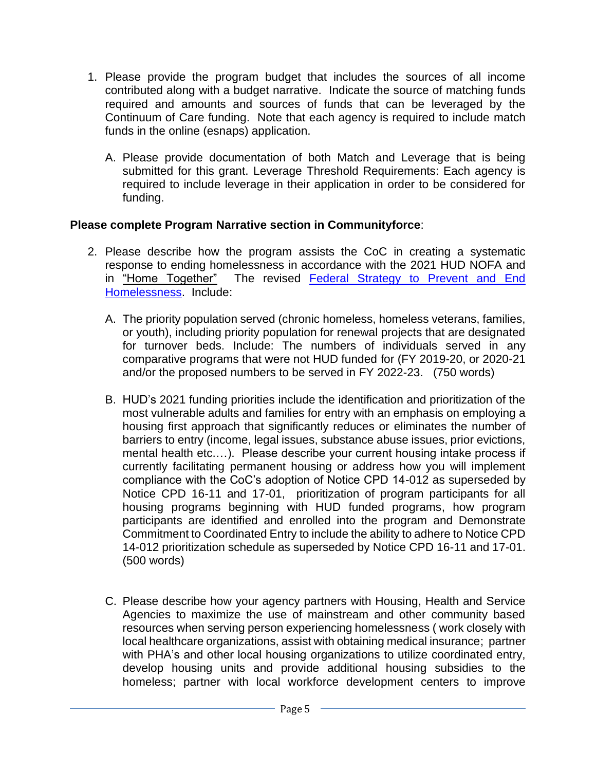1. Please provide the program budget that includes the sources of all income contributed along with a budget narrative. Indicate the source of matching funds required and amounts and sources of funds that can be leveraged by the Continuum of Care funding. Note that each agency is required to include match funds in the online (esnaps) application.

   A. Please provide documentation of both Match and Leverage that is being submitted for this grant. Leverage Threshold Requirements: Each agency is required to include leverage in their application in order to be considered for funding.

**Please complete Program Narrative section in Communityforce**:

2. Please describe how the program assists the CoC in creating a systematic response to ending homelessness in accordance with the 2021 HUD NOFA and in "Home Together" The revised Federal Strategy to Prevent and End Homelessness. Include:

   A. The priority population served (chronic homeless, homeless veterans, families, or youth), including priority population for renewal projects that are designated for turnover beds. Include: The numbers of individuals served in any comparative programs that were not HUD funded for (FY 2019-20, or 2020-21 and/or the proposed numbers to be served in FY 2022-23. (750 words)

   B. HUD's 2021 funding priorities include the identification and prioritization of the most vulnerable adults and families for entry with an emphasis on employing a housing first approach that significantly reduces or eliminates the number of barriers to entry (income, legal issues, substance abuse issues, prior evictions, mental health etc.…). Please describe your current housing intake process if currently facilitating permanent housing or address how you will implement compliance with the CoC's adoption of Notice CPD 14-012 as superseded by Notice CPD 16-11 and 17-01, prioritization of program participants for all housing programs beginning with HUD funded programs, how program participants are identified and enrolled into the program and Demonstrate Commitment to Coordinated Entry to include the ability to adhere to Notice CPD 14-012 prioritization schedule as superseded by Notice CPD 16-11 and 17-01. (500 words)

   C. Please describe how your agency partners with Housing, Health and Service Agencies to maximize the use of mainstream and other community based resources when serving person experiencing homelessness ( work closely with local healthcare organizations, assist with obtaining medical insurance; partner with PHA's and other local housing organizations to utilize coordinated entry, develop housing units and provide additional housing subsidies to the homeless; partner with local workforce development centers to improve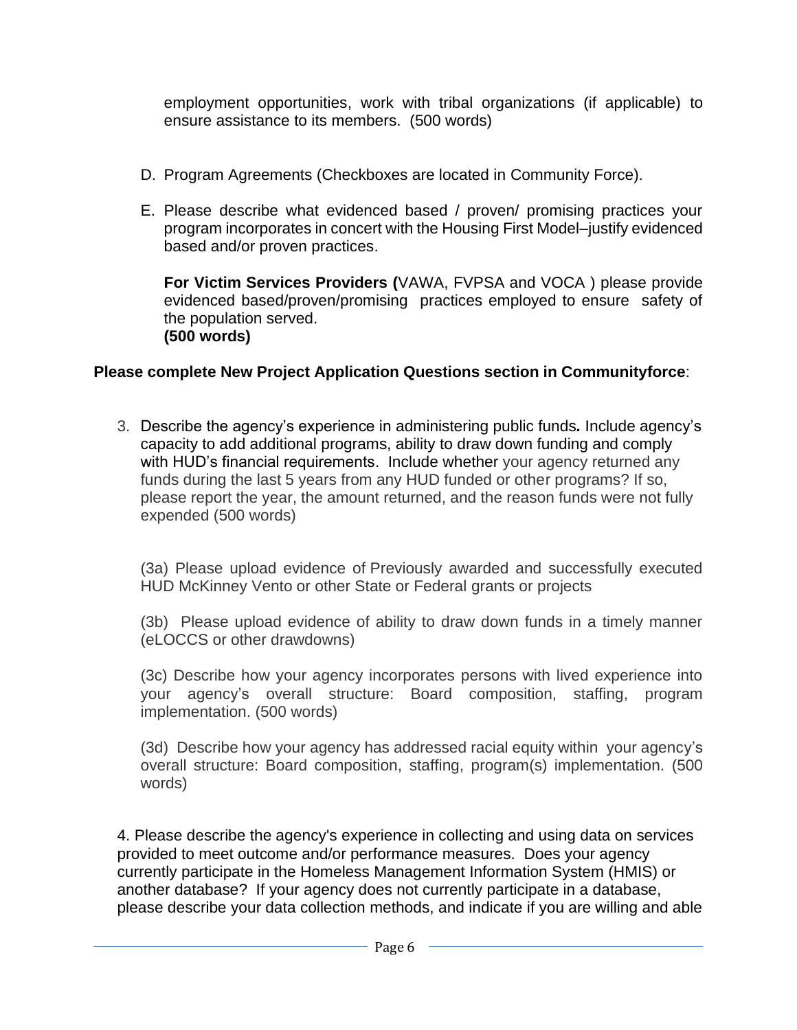employment opportunities, work with tribal organizations (if applicable) to ensure assistance to its members. (500 words)

D. Program Agreements (Checkboxes are located in Community Force).

E. Please describe what evidenced based / proven/ promising practices your program incorporates in concert with the Housing First Model–justify evidenced based and/or proven practices.

   **For Victim Services Providers (**VAWA, FVPSA and VOCA ) please provide evidenced based/proven/promising practices employed to ensure safety of the population served.
   **(500 words)**

**Please complete New Project Application Questions section in Communityforce**:

3. Describe the agency's experience in administering public funds*.* Include agency's capacity to add additional programs, ability to draw down funding and comply with HUD's financial requirements. Include whether your agency returned any funds during the last 5 years from any HUD funded or other programs? If so, please report the year, the amount returned, and the reason funds were not fully expended (500 words)

   (3a) Please upload evidence of Previously awarded and successfully executed HUD McKinney Vento or other State or Federal grants or projects

   (3b) Please upload evidence of ability to draw down funds in a timely manner (eLOCCS or other drawdowns)

   (3c) Describe how your agency incorporates persons with lived experience into your agency's overall structure: Board composition, staffing, program implementation. (500 words)

   (3d) Describe how your agency has addressed racial equity within your agency's overall structure: Board composition, staffing, program(s) implementation. (500 words)

4. Please describe the agency's experience in collecting and using data on services provided to meet outcome and/or performance measures. Does your agency currently participate in the Homeless Management Information System (HMIS) or another database? If your agency does not currently participate in a database, please describe your data collection methods, and indicate if you are willing and able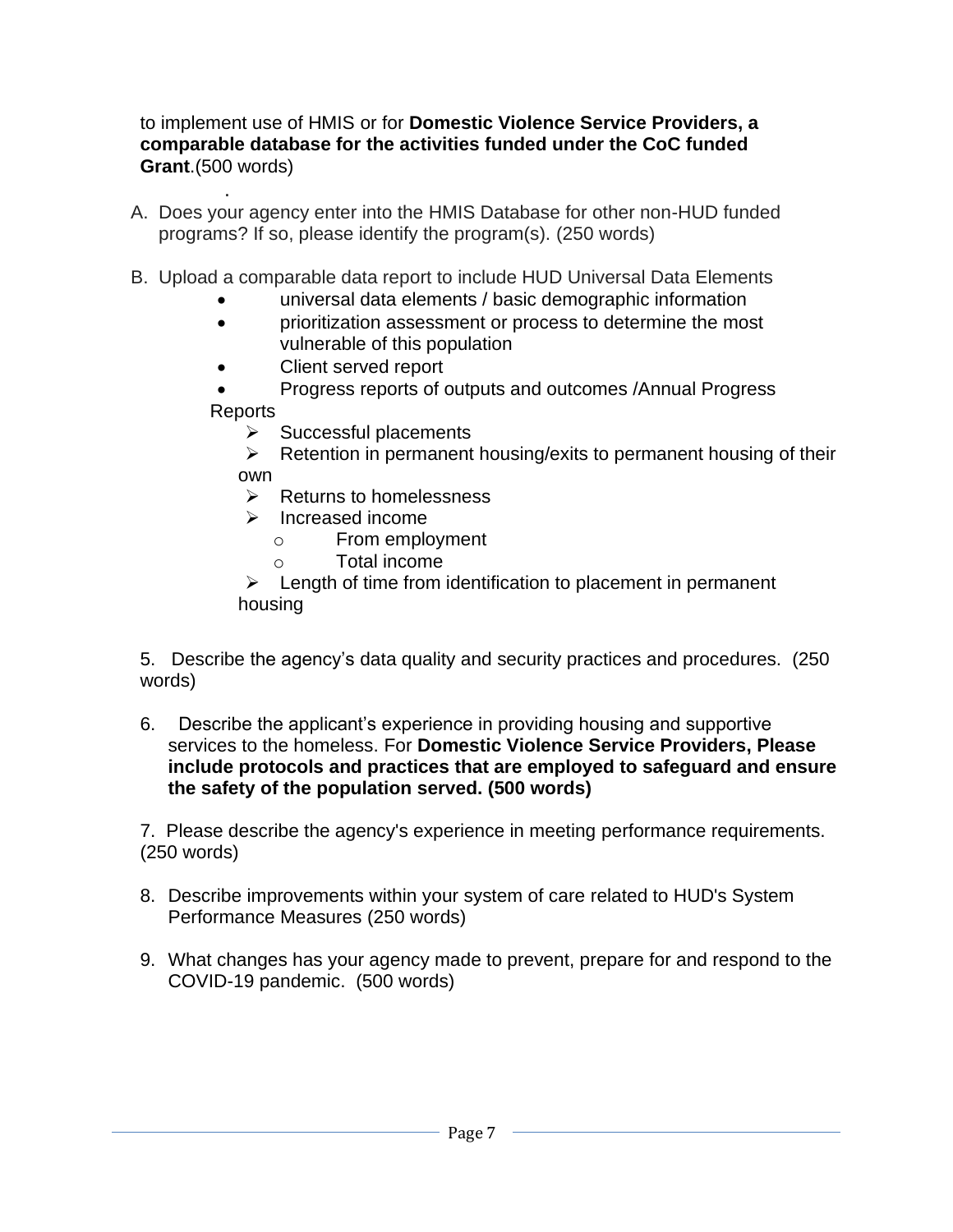to implement use of HMIS or for **Domestic Violence Service Providers, a comparable database for the activities funded under the CoC funded Grant**.(500 words)

.

A. Does your agency enter into the HMIS Database for other non-HUD funded programs? If so, please identify the program(s). (250 words)

B. Upload a comparable data report to include HUD Universal Data Elements

- universal data elements / basic demographic information
- prioritization assessment or process to determine the most vulnerable of this population
- Client served report
- Progress reports of outputs and outcomes /Annual Progress Reports
  - ➢ Successful placements
  - ➢ Retention in permanent housing/exits to permanent housing of their own
  - ➢ Returns to homelessness
  - ➢ Increased income
    - o From employment
    - o Total income
  - ➢ Length of time from identification to placement in permanent housing

5. Describe the agency's data quality and security practices and procedures. (250 words)

6. Describe the applicant's experience in providing housing and supportive services to the homeless. For **Domestic Violence Service Providers, Please include protocols and practices that are employed to safeguard and ensure the safety of the population served. (500 words)**

7. Please describe the agency's experience in meeting performance requirements. (250 words)

8. Describe improvements within your system of care related to HUD's System Performance Measures (250 words)

9. What changes has your agency made to prevent, prepare for and respond to the COVID-19 pandemic. (500 words)